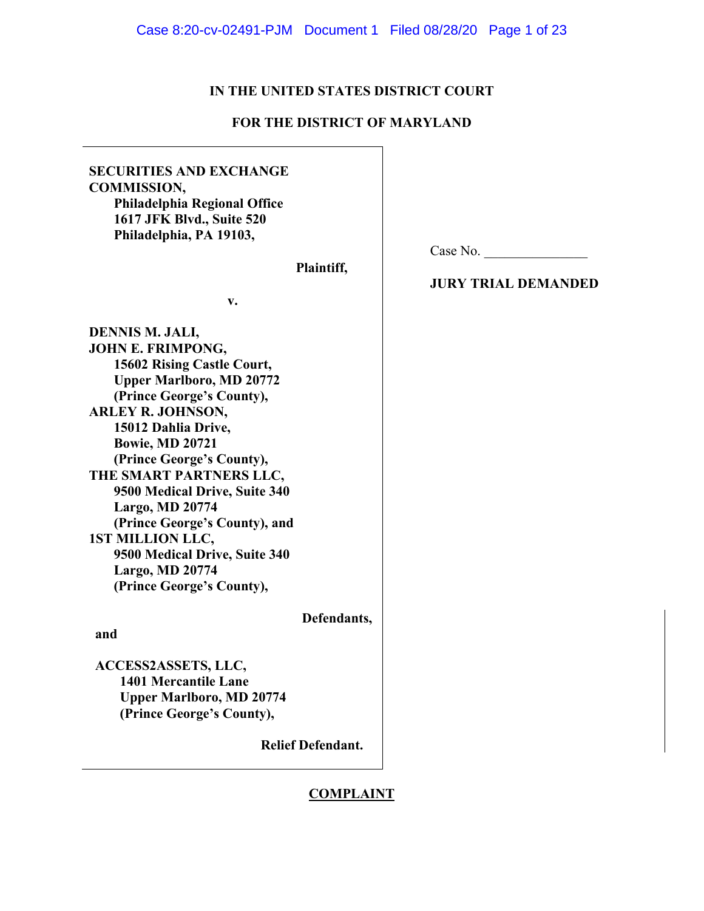**IN THE UNITED STATES DISTRICT COURT**

**FOR THE DISTRICT OF MARYLAND**

**SECURITIES AND EXCHANGE COMMISSION,**
**Philadelphia Regional Office**
**1617 JFK Blvd., Suite 520**
**Philadelphia, PA 19103,**

**Plaintiff,**

**v.**

**DENNIS M. JALI,**
**JOHN E. FRIMPONG,**
**15602 Rising Castle Court,**
**Upper Marlboro, MD 20772**
**(Prince George's County),**
**ARLEY R. JOHNSON,**
**15012 Dahlia Drive,**
**Bowie, MD 20721**
**(Prince George's County),**
**THE SMART PARTNERS LLC,**
**9500 Medical Drive, Suite 340**
**Largo, MD 20774**
**(Prince George's County), and**
**1ST MILLION LLC,**
**9500 Medical Drive, Suite 340**
**Largo, MD 20774**
**(Prince George's County),**

**Defendants,**

**and**

**ACCESS2ASSETS, LLC,**
**1401 Mercantile Lane**
**Upper Marlboro, MD 20774**
**(Prince George's County),**

**Relief Defendant.**

Case No. _______________

**JURY TRIAL DEMANDED**

**COMPLAINT**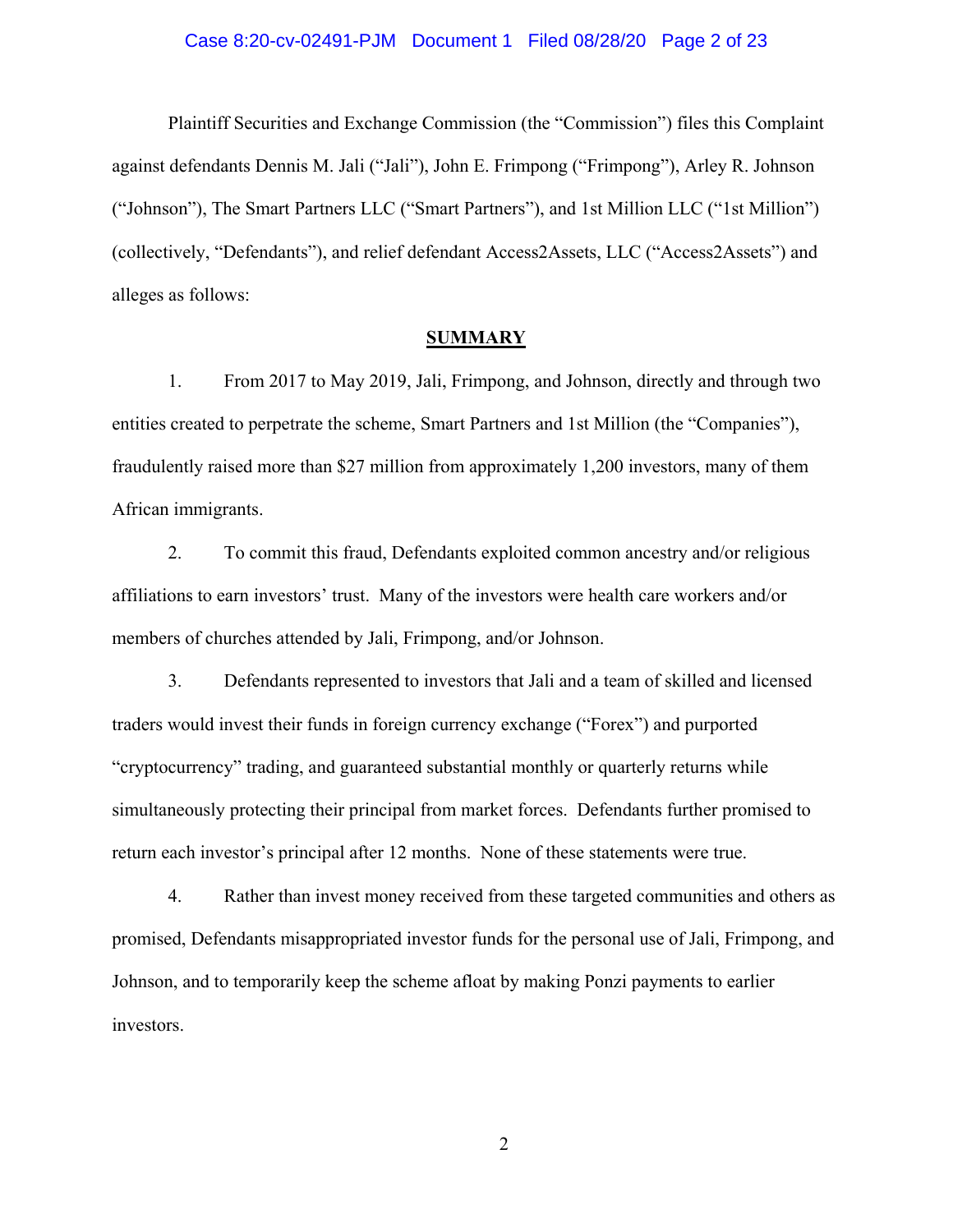Plaintiff Securities and Exchange Commission (the "Commission") files this Complaint against defendants Dennis M. Jali ("Jali"), John E. Frimpong ("Frimpong"), Arley R. Johnson ("Johnson"), The Smart Partners LLC ("Smart Partners"), and 1st Million LLC ("1st Million") (collectively, "Defendants"), and relief defendant Access2Assets, LLC ("Access2Assets") and alleges as follows:

## SUMMARY

1. From 2017 to May 2019, Jali, Frimpong, and Johnson, directly and through two entities created to perpetrate the scheme, Smart Partners and 1st Million (the "Companies"), fraudulently raised more than $27 million from approximately 1,200 investors, many of them African immigrants.

2. To commit this fraud, Defendants exploited common ancestry and/or religious affiliations to earn investors' trust. Many of the investors were health care workers and/or members of churches attended by Jali, Frimpong, and/or Johnson.

3. Defendants represented to investors that Jali and a team of skilled and licensed traders would invest their funds in foreign currency exchange ("Forex") and purported "cryptocurrency" trading, and guaranteed substantial monthly or quarterly returns while simultaneously protecting their principal from market forces. Defendants further promised to return each investor's principal after 12 months. None of these statements were true.

4. Rather than invest money received from these targeted communities and others as promised, Defendants misappropriated investor funds for the personal use of Jali, Frimpong, and Johnson, and to temporarily keep the scheme afloat by making Ponzi payments to earlier investors.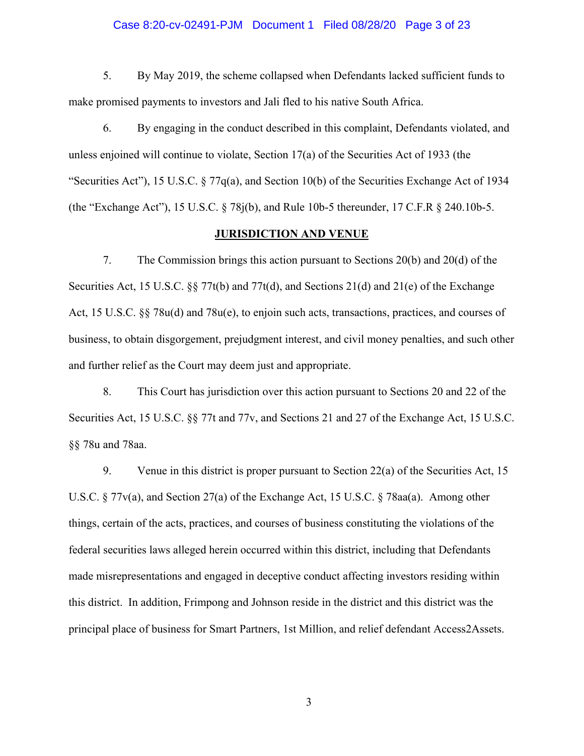5. By May 2019, the scheme collapsed when Defendants lacked sufficient funds to make promised payments to investors and Jali fled to his native South Africa.

6. By engaging in the conduct described in this complaint, Defendants violated, and unless enjoined will continue to violate, Section 17(a) of the Securities Act of 1933 (the "Securities Act"), 15 U.S.C. § 77q(a), and Section 10(b) of the Securities Exchange Act of 1934 (the "Exchange Act"), 15 U.S.C. § 78j(b), and Rule 10b-5 thereunder, 17 C.F.R § 240.10b-5.

**JURISDICTION AND VENUE**

7. The Commission brings this action pursuant to Sections 20(b) and 20(d) of the Securities Act, 15 U.S.C. §§ 77t(b) and 77t(d), and Sections 21(d) and 21(e) of the Exchange Act, 15 U.S.C. §§ 78u(d) and 78u(e), to enjoin such acts, transactions, practices, and courses of business, to obtain disgorgement, prejudgment interest, and civil money penalties, and such other and further relief as the Court may deem just and appropriate.

8. This Court has jurisdiction over this action pursuant to Sections 20 and 22 of the Securities Act, 15 U.S.C. §§ 77t and 77v, and Sections 21 and 27 of the Exchange Act, 15 U.S.C. §§ 78u and 78aa.

9. Venue in this district is proper pursuant to Section 22(a) of the Securities Act, 15 U.S.C. § 77v(a), and Section 27(a) of the Exchange Act, 15 U.S.C. § 78aa(a). Among other things, certain of the acts, practices, and courses of business constituting the violations of the federal securities laws alleged herein occurred within this district, including that Defendants made misrepresentations and engaged in deceptive conduct affecting investors residing within this district. In addition, Frimpong and Johnson reside in the district and this district was the principal place of business for Smart Partners, 1st Million, and relief defendant Access2Assets.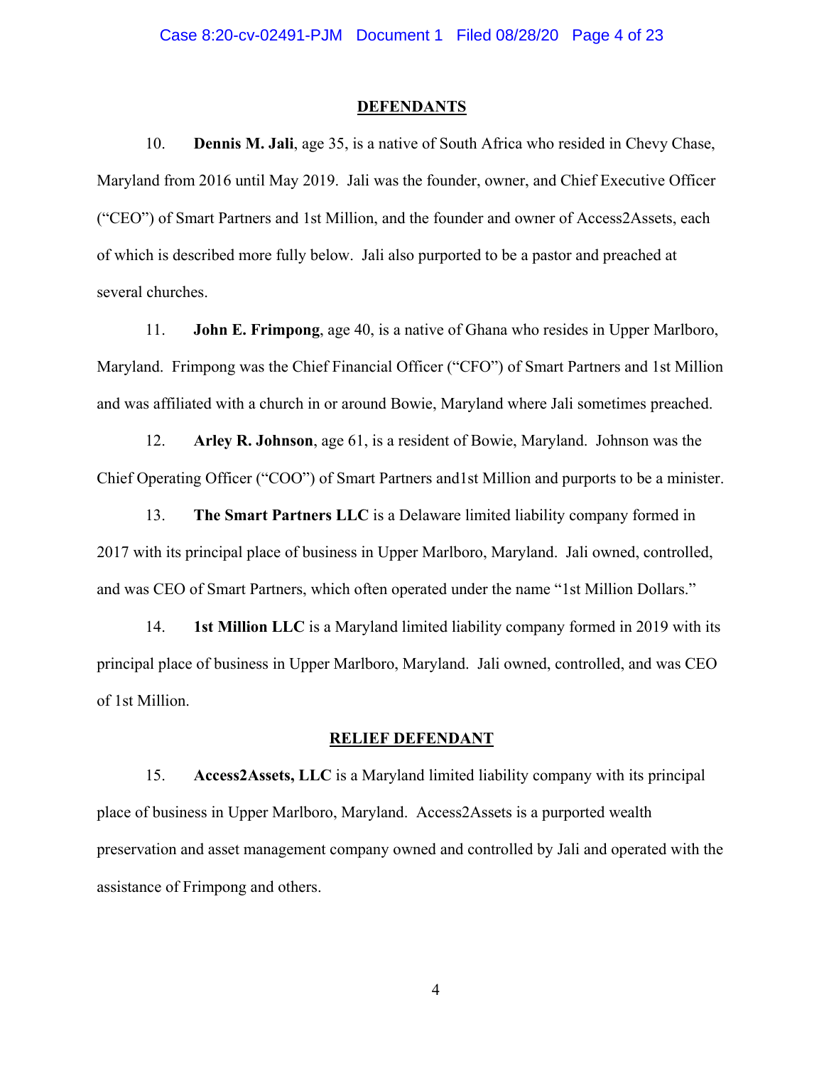## DEFENDANTS

10. **Dennis M. Jali**, age 35, is a native of South Africa who resided in Chevy Chase, Maryland from 2016 until May 2019. Jali was the founder, owner, and Chief Executive Officer ("CEO") of Smart Partners and 1st Million, and the founder and owner of Access2Assets, each of which is described more fully below. Jali also purported to be a pastor and preached at several churches.

11. **John E. Frimpong**, age 40, is a native of Ghana who resides in Upper Marlboro, Maryland. Frimpong was the Chief Financial Officer ("CFO") of Smart Partners and 1st Million and was affiliated with a church in or around Bowie, Maryland where Jali sometimes preached.

12. **Arley R. Johnson**, age 61, is a resident of Bowie, Maryland. Johnson was the Chief Operating Officer ("COO") of Smart Partners and1st Million and purports to be a minister.

13. **The Smart Partners LLC** is a Delaware limited liability company formed in 2017 with its principal place of business in Upper Marlboro, Maryland. Jali owned, controlled, and was CEO of Smart Partners, which often operated under the name "1st Million Dollars."

14. **1st Million LLC** is a Maryland limited liability company formed in 2019 with its principal place of business in Upper Marlboro, Maryland. Jali owned, controlled, and was CEO of 1st Million.

## RELIEF DEFENDANT

15. **Access2Assets, LLC** is a Maryland limited liability company with its principal place of business in Upper Marlboro, Maryland. Access2Assets is a purported wealth preservation and asset management company owned and controlled by Jali and operated with the assistance of Frimpong and others.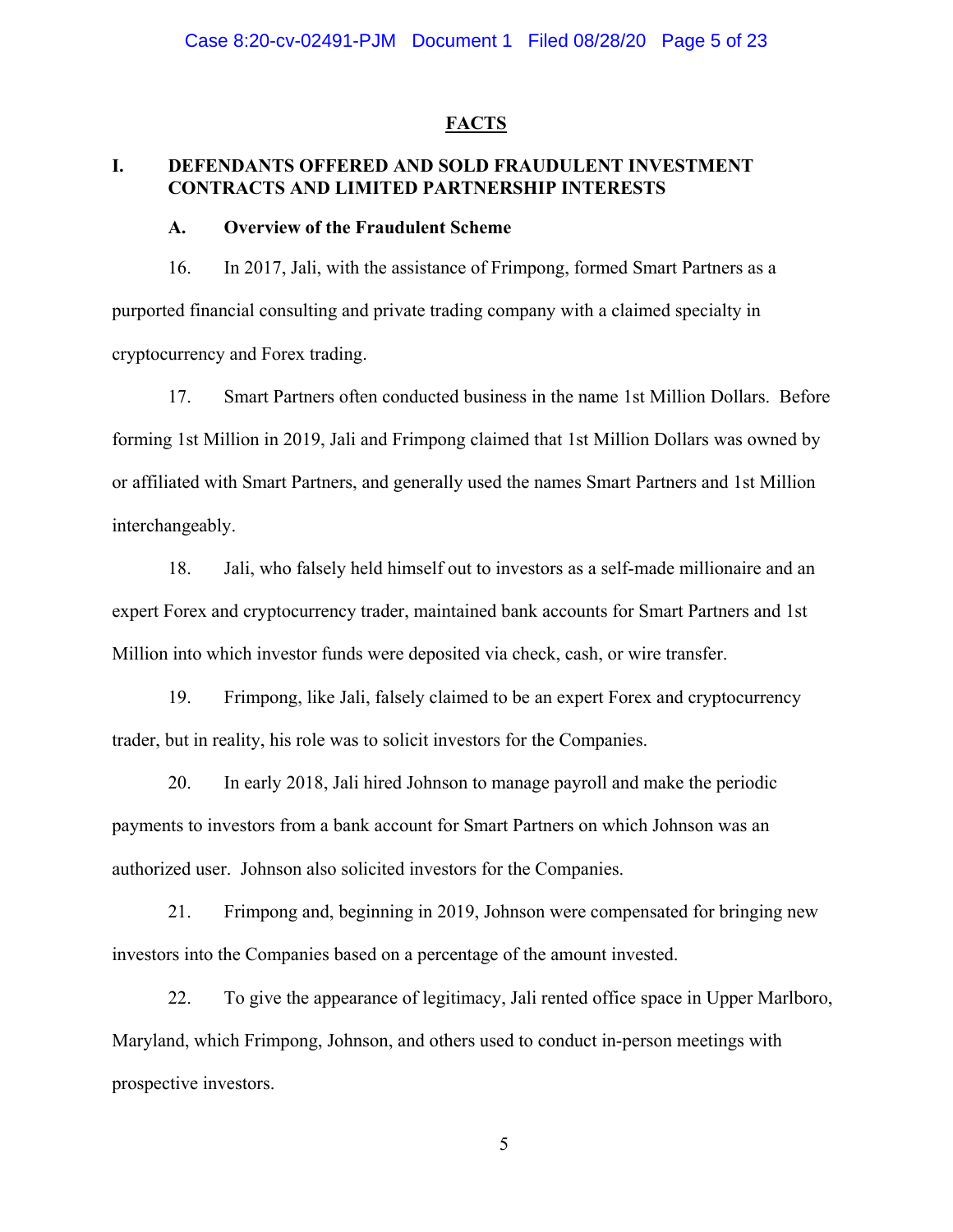## FACTS

### I. DEFENDANTS OFFERED AND SOLD FRAUDULENT INVESTMENT CONTRACTS AND LIMITED PARTNERSHIP INTERESTS

#### A. Overview of the Fraudulent Scheme

16. In 2017, Jali, with the assistance of Frimpong, formed Smart Partners as a purported financial consulting and private trading company with a claimed specialty in cryptocurrency and Forex trading.

17. Smart Partners often conducted business in the name 1st Million Dollars. Before forming 1st Million in 2019, Jali and Frimpong claimed that 1st Million Dollars was owned by or affiliated with Smart Partners, and generally used the names Smart Partners and 1st Million interchangeably.

18. Jali, who falsely held himself out to investors as a self-made millionaire and an expert Forex and cryptocurrency trader, maintained bank accounts for Smart Partners and 1st Million into which investor funds were deposited via check, cash, or wire transfer.

19. Frimpong, like Jali, falsely claimed to be an expert Forex and cryptocurrency trader, but in reality, his role was to solicit investors for the Companies.

20. In early 2018, Jali hired Johnson to manage payroll and make the periodic payments to investors from a bank account for Smart Partners on which Johnson was an authorized user. Johnson also solicited investors for the Companies.

21. Frimpong and, beginning in 2019, Johnson were compensated for bringing new investors into the Companies based on a percentage of the amount invested.

22. To give the appearance of legitimacy, Jali rented office space in Upper Marlboro, Maryland, which Frimpong, Johnson, and others used to conduct in-person meetings with prospective investors.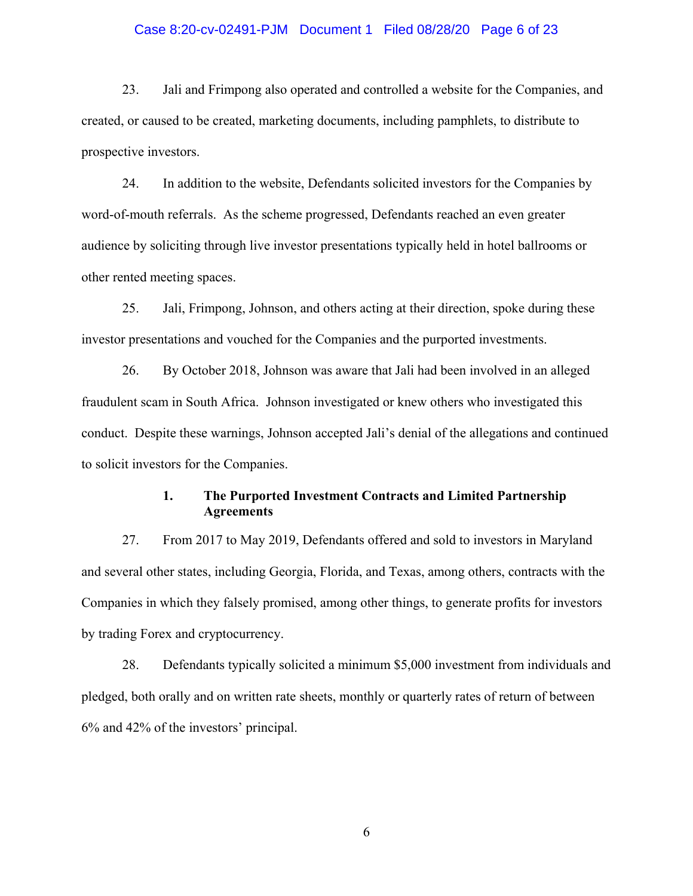23. Jali and Frimpong also operated and controlled a website for the Companies, and created, or caused to be created, marketing documents, including pamphlets, to distribute to prospective investors.

24. In addition to the website, Defendants solicited investors for the Companies by word-of-mouth referrals. As the scheme progressed, Defendants reached an even greater audience by soliciting through live investor presentations typically held in hotel ballrooms or other rented meeting spaces.

25. Jali, Frimpong, Johnson, and others acting at their direction, spoke during these investor presentations and vouched for the Companies and the purported investments.

26. By October 2018, Johnson was aware that Jali had been involved in an alleged fraudulent scam in South Africa. Johnson investigated or knew others who investigated this conduct. Despite these warnings, Johnson accepted Jali's denial of the allegations and continued to solicit investors for the Companies.

### 1. The Purported Investment Contracts and Limited Partnership Agreements

27. From 2017 to May 2019, Defendants offered and sold to investors in Maryland and several other states, including Georgia, Florida, and Texas, among others, contracts with the Companies in which they falsely promised, among other things, to generate profits for investors by trading Forex and cryptocurrency.

28. Defendants typically solicited a minimum $5,000 investment from individuals and pledged, both orally and on written rate sheets, monthly or quarterly rates of return of between 6% and 42% of the investors' principal.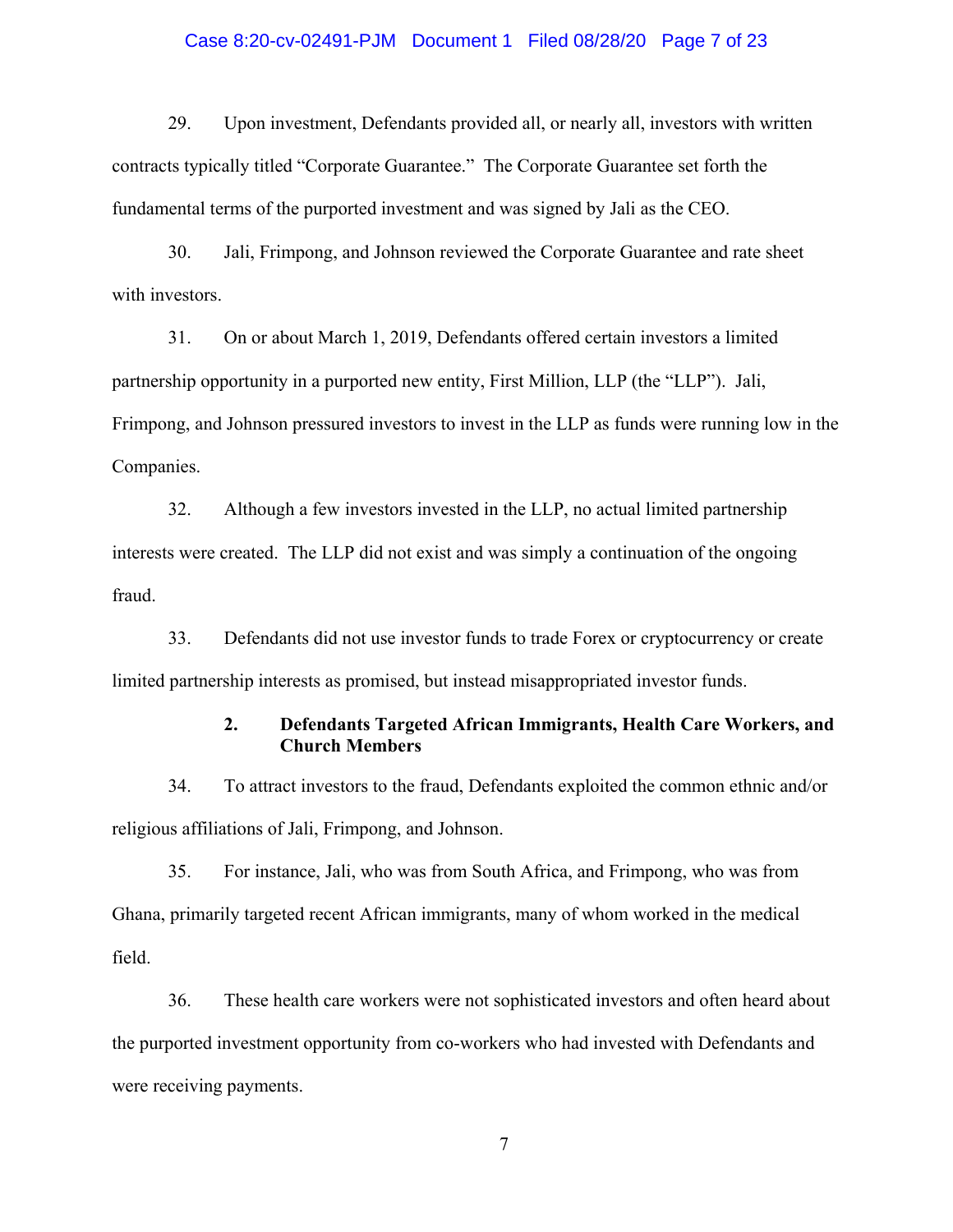29. Upon investment, Defendants provided all, or nearly all, investors with written contracts typically titled "Corporate Guarantee." The Corporate Guarantee set forth the fundamental terms of the purported investment and was signed by Jali as the CEO.

30. Jali, Frimpong, and Johnson reviewed the Corporate Guarantee and rate sheet with investors.

31. On or about March 1, 2019, Defendants offered certain investors a limited partnership opportunity in a purported new entity, First Million, LLP (the "LLP"). Jali, Frimpong, and Johnson pressured investors to invest in the LLP as funds were running low in the Companies.

32. Although a few investors invested in the LLP, no actual limited partnership interests were created. The LLP did not exist and was simply a continuation of the ongoing fraud.

33. Defendants did not use investor funds to trade Forex or cryptocurrency or create limited partnership interests as promised, but instead misappropriated investor funds.

### 2. Defendants Targeted African Immigrants, Health Care Workers, and Church Members

34. To attract investors to the fraud, Defendants exploited the common ethnic and/or religious affiliations of Jali, Frimpong, and Johnson.

35. For instance, Jali, who was from South Africa, and Frimpong, who was from Ghana, primarily targeted recent African immigrants, many of whom worked in the medical field.

36. These health care workers were not sophisticated investors and often heard about the purported investment opportunity from co-workers who had invested with Defendants and were receiving payments.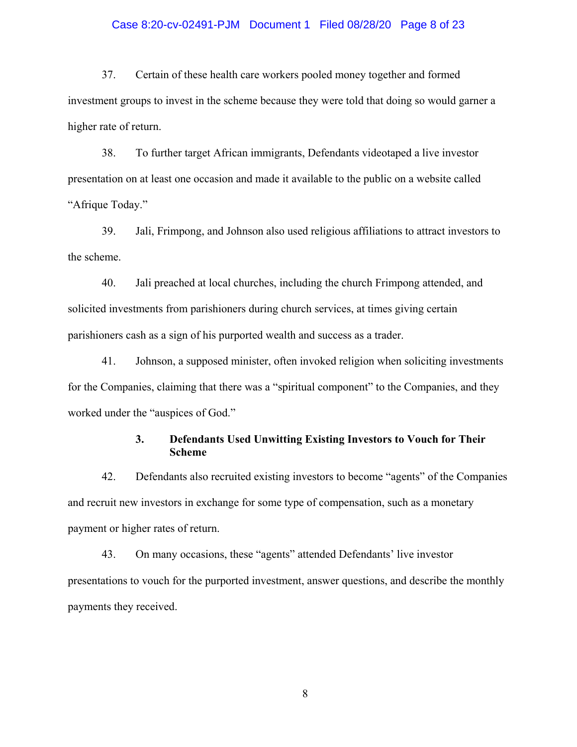37. Certain of these health care workers pooled money together and formed investment groups to invest in the scheme because they were told that doing so would garner a higher rate of return.

38. To further target African immigrants, Defendants videotaped a live investor presentation on at least one occasion and made it available to the public on a website called "Afrique Today."

39. Jali, Frimpong, and Johnson also used religious affiliations to attract investors to the scheme.

40. Jali preached at local churches, including the church Frimpong attended, and solicited investments from parishioners during church services, at times giving certain parishioners cash as a sign of his purported wealth and success as a trader.

41. Johnson, a supposed minister, often invoked religion when soliciting investments for the Companies, claiming that there was a "spiritual component" to the Companies, and they worked under the "auspices of God."

### 3. Defendants Used Unwitting Existing Investors to Vouch for Their Scheme

42. Defendants also recruited existing investors to become "agents" of the Companies and recruit new investors in exchange for some type of compensation, such as a monetary payment or higher rates of return.

43. On many occasions, these "agents" attended Defendants' live investor presentations to vouch for the purported investment, answer questions, and describe the monthly payments they received.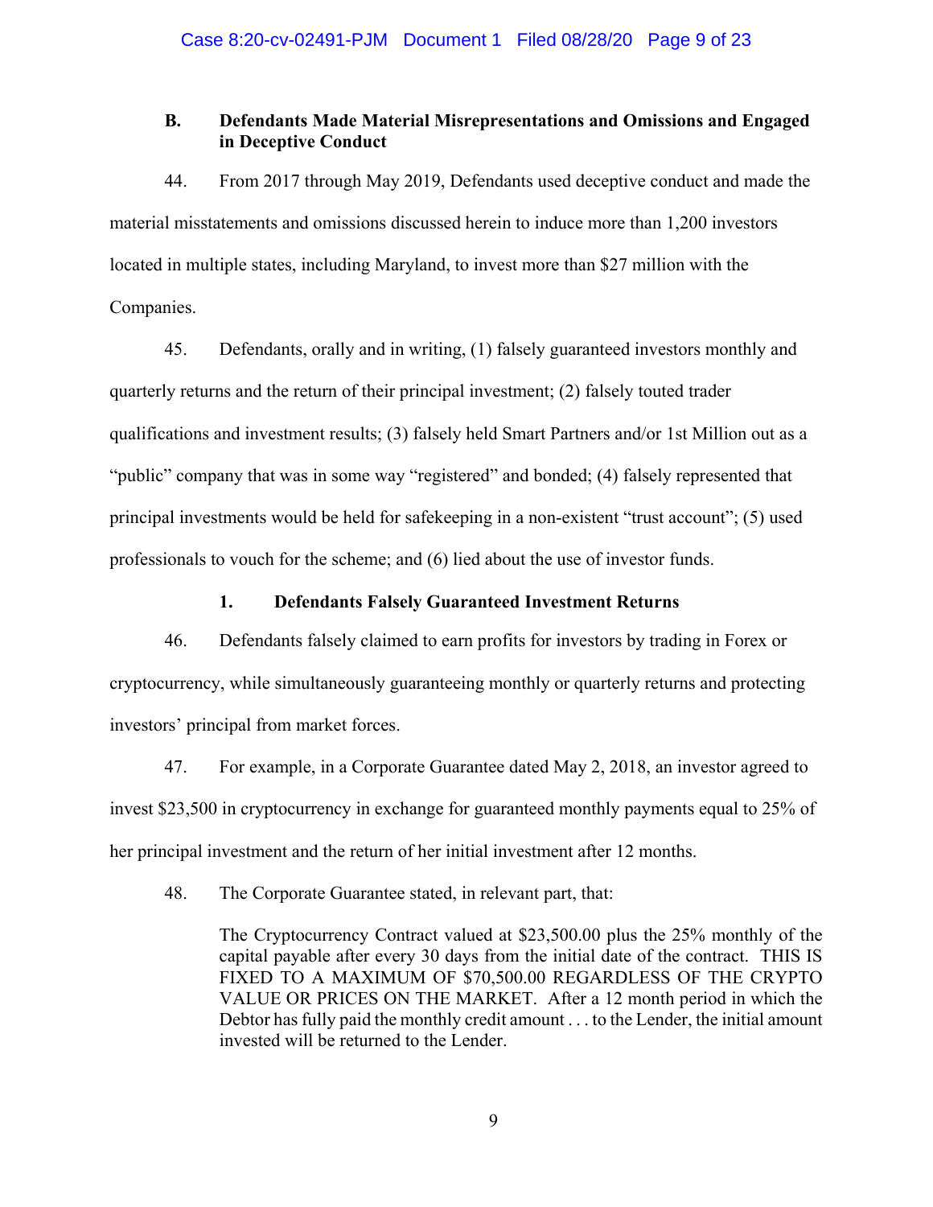### B. Defendants Made Material Misrepresentations and Omissions and Engaged in Deceptive Conduct

44. From 2017 through May 2019, Defendants used deceptive conduct and made the material misstatements and omissions discussed herein to induce more than 1,200 investors located in multiple states, including Maryland, to invest more than $27 million with the Companies.

45. Defendants, orally and in writing, (1) falsely guaranteed investors monthly and quarterly returns and the return of their principal investment; (2) falsely touted trader qualifications and investment results; (3) falsely held Smart Partners and/or 1st Million out as a "public" company that was in some way "registered" and bonded; (4) falsely represented that principal investments would be held for safekeeping in a non-existent "trust account"; (5) used professionals to vouch for the scheme; and (6) lied about the use of investor funds.

#### 1. Defendants Falsely Guaranteed Investment Returns

46. Defendants falsely claimed to earn profits for investors by trading in Forex or cryptocurrency, while simultaneously guaranteeing monthly or quarterly returns and protecting investors' principal from market forces.

47. For example, in a Corporate Guarantee dated May 2, 2018, an investor agreed to invest $23,500 in cryptocurrency in exchange for guaranteed monthly payments equal to 25% of her principal investment and the return of her initial investment after 12 months.

48. The Corporate Guarantee stated, in relevant part, that:

> The Cryptocurrency Contract valued at $23,500.00 plus the 25% monthly of the capital payable after every 30 days from the initial date of the contract. THIS IS FIXED TO A MAXIMUM OF $70,500.00 REGARDLESS OF THE CRYPTO VALUE OR PRICES ON THE MARKET. After a 12 month period in which the Debtor has fully paid the monthly credit amount . . . to the Lender, the initial amount invested will be returned to the Lender.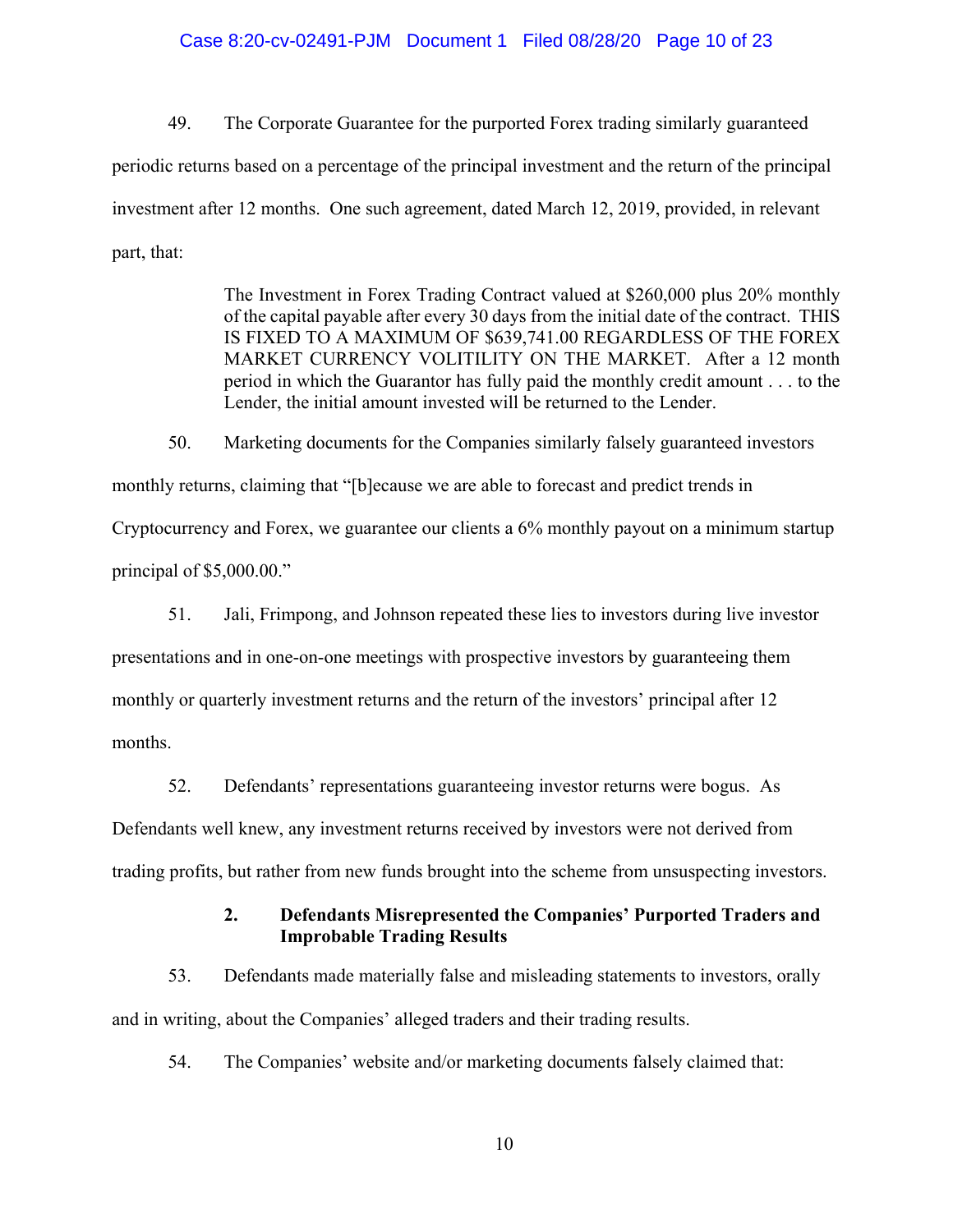49. The Corporate Guarantee for the purported Forex trading similarly guaranteed periodic returns based on a percentage of the principal investment and the return of the principal investment after 12 months. One such agreement, dated March 12, 2019, provided, in relevant part, that:

> The Investment in Forex Trading Contract valued at $260,000 plus 20% monthly of the capital payable after every 30 days from the initial date of the contract. THIS IS FIXED TO A MAXIMUM OF $639,741.00 REGARDLESS OF THE FOREX MARKET CURRENCY VOLITILITY ON THE MARKET. After a 12 month period in which the Guarantor has fully paid the monthly credit amount . . . to the Lender, the initial amount invested will be returned to the Lender.

50. Marketing documents for the Companies similarly falsely guaranteed investors monthly returns, claiming that "[b]ecause we are able to forecast and predict trends in Cryptocurrency and Forex, we guarantee our clients a 6% monthly payout on a minimum startup principal of $5,000.00."

51. Jali, Frimpong, and Johnson repeated these lies to investors during live investor presentations and in one-on-one meetings with prospective investors by guaranteeing them monthly or quarterly investment returns and the return of the investors' principal after 12 months.

52. Defendants' representations guaranteeing investor returns were bogus. As Defendants well knew, any investment returns received by investors were not derived from trading profits, but rather from new funds brought into the scheme from unsuspecting investors.

### 2. Defendants Misrepresented the Companies' Purported Traders and Improbable Trading Results

53. Defendants made materially false and misleading statements to investors, orally and in writing, about the Companies' alleged traders and their trading results.

54. The Companies' website and/or marketing documents falsely claimed that: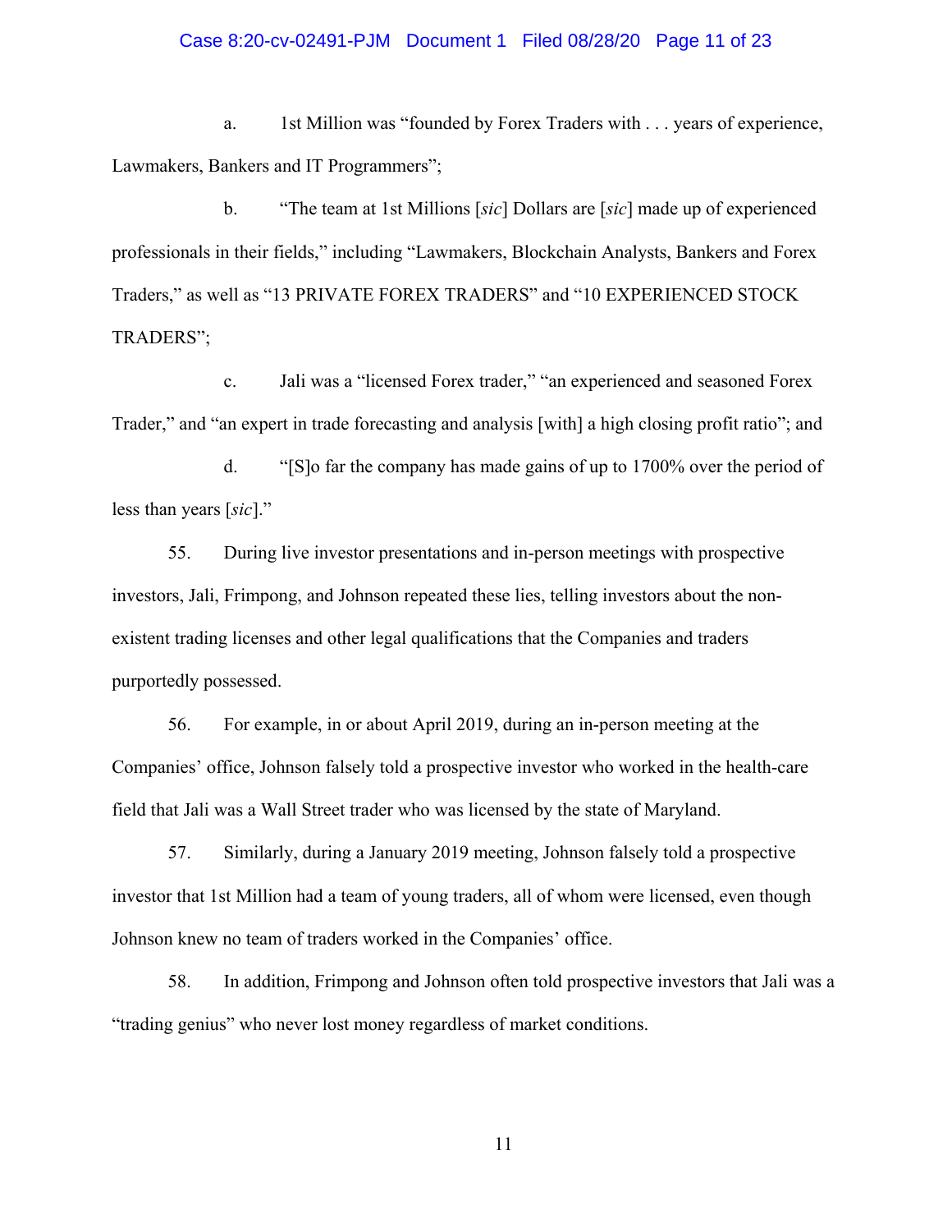a. 1st Million was "founded by Forex Traders with . . . years of experience, Lawmakers, Bankers and IT Programmers";

b. "The team at 1st Millions [*sic*] Dollars are [*sic*] made up of experienced professionals in their fields," including "Lawmakers, Blockchain Analysts, Bankers and Forex Traders," as well as "13 PRIVATE FOREX TRADERS" and "10 EXPERIENCED STOCK TRADERS";

c. Jali was a "licensed Forex trader," "an experienced and seasoned Forex Trader," and "an expert in trade forecasting and analysis [with] a high closing profit ratio"; and

d. "[S]o far the company has made gains of up to 1700% over the period of less than years [*sic*]."

55. During live investor presentations and in-person meetings with prospective investors, Jali, Frimpong, and Johnson repeated these lies, telling investors about the non-existent trading licenses and other legal qualifications that the Companies and traders purportedly possessed.

56. For example, in or about April 2019, during an in-person meeting at the Companies' office, Johnson falsely told a prospective investor who worked in the health-care field that Jali was a Wall Street trader who was licensed by the state of Maryland.

57. Similarly, during a January 2019 meeting, Johnson falsely told a prospective investor that 1st Million had a team of young traders, all of whom were licensed, even though Johnson knew no team of traders worked in the Companies' office.

58. In addition, Frimpong and Johnson often told prospective investors that Jali was a "trading genius" who never lost money regardless of market conditions.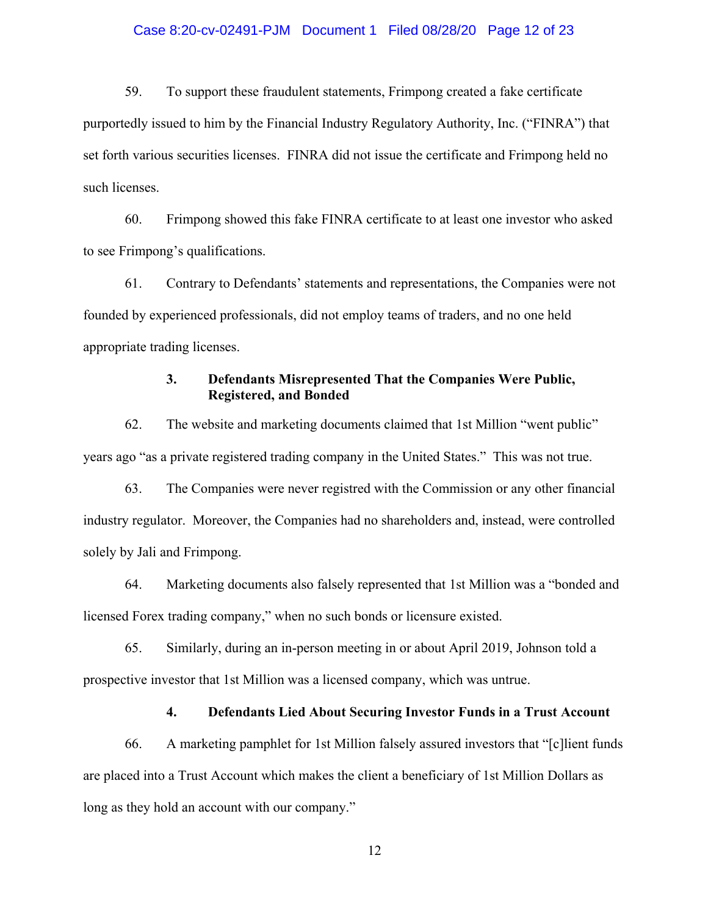59. To support these fraudulent statements, Frimpong created a fake certificate purportedly issued to him by the Financial Industry Regulatory Authority, Inc. ("FINRA") that set forth various securities licenses. FINRA did not issue the certificate and Frimpong held no such licenses.

60. Frimpong showed this fake FINRA certificate to at least one investor who asked to see Frimpong's qualifications.

61. Contrary to Defendants' statements and representations, the Companies were not founded by experienced professionals, did not employ teams of traders, and no one held appropriate trading licenses.

### 3. Defendants Misrepresented That the Companies Were Public, Registered, and Bonded

62. The website and marketing documents claimed that 1st Million "went public" years ago "as a private registered trading company in the United States." This was not true.

63. The Companies were never registred with the Commission or any other financial industry regulator. Moreover, the Companies had no shareholders and, instead, were controlled solely by Jali and Frimpong.

64. Marketing documents also falsely represented that 1st Million was a "bonded and licensed Forex trading company," when no such bonds or licensure existed.

65. Similarly, during an in-person meeting in or about April 2019, Johnson told a prospective investor that 1st Million was a licensed company, which was untrue.

### 4. Defendants Lied About Securing Investor Funds in a Trust Account

66. A marketing pamphlet for 1st Million falsely assured investors that "[c]lient funds are placed into a Trust Account which makes the client a beneficiary of 1st Million Dollars as long as they hold an account with our company."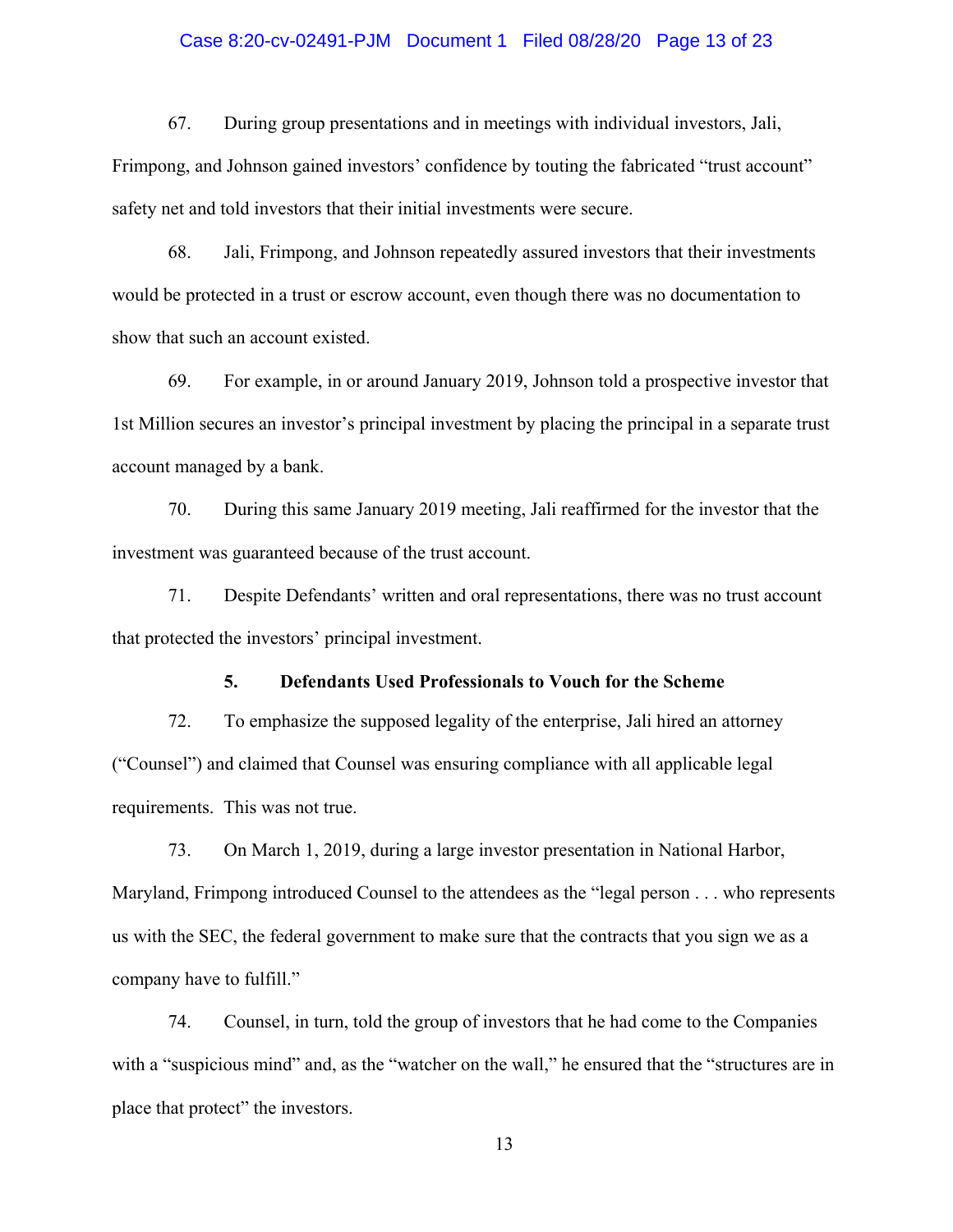67. During group presentations and in meetings with individual investors, Jali, Frimpong, and Johnson gained investors' confidence by touting the fabricated "trust account" safety net and told investors that their initial investments were secure.

68. Jali, Frimpong, and Johnson repeatedly assured investors that their investments would be protected in a trust or escrow account, even though there was no documentation to show that such an account existed.

69. For example, in or around January 2019, Johnson told a prospective investor that 1st Million secures an investor's principal investment by placing the principal in a separate trust account managed by a bank.

70. During this same January 2019 meeting, Jali reaffirmed for the investor that the investment was guaranteed because of the trust account.

71. Despite Defendants' written and oral representations, there was no trust account that protected the investors' principal investment.

### 5. Defendants Used Professionals to Vouch for the Scheme

72. To emphasize the supposed legality of the enterprise, Jali hired an attorney ("Counsel") and claimed that Counsel was ensuring compliance with all applicable legal requirements. This was not true.

73. On March 1, 2019, during a large investor presentation in National Harbor, Maryland, Frimpong introduced Counsel to the attendees as the "legal person . . . who represents us with the SEC, the federal government to make sure that the contracts that you sign we as a company have to fulfill."

74. Counsel, in turn, told the group of investors that he had come to the Companies with a "suspicious mind" and, as the "watcher on the wall," he ensured that the "structures are in place that protect" the investors.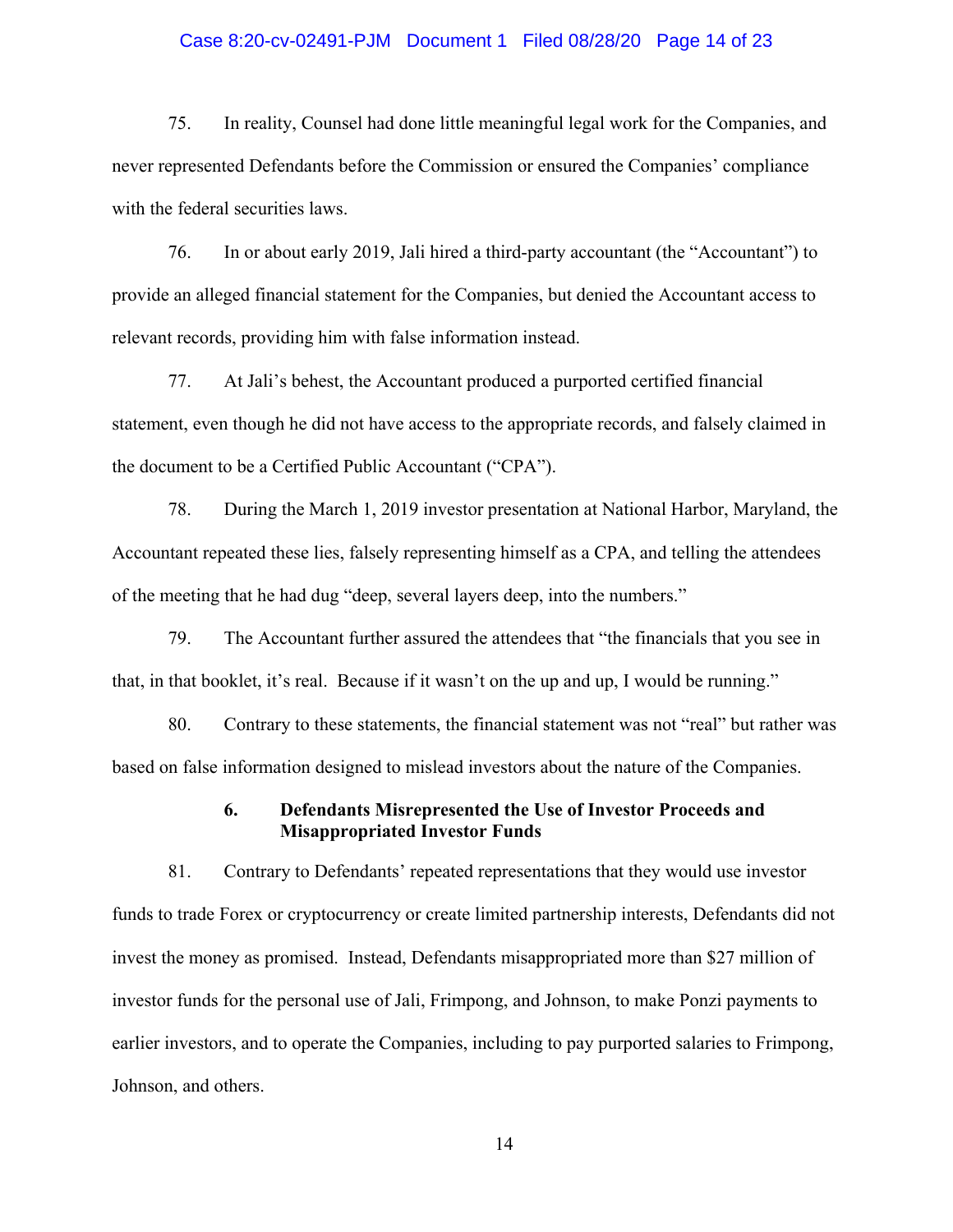75. In reality, Counsel had done little meaningful legal work for the Companies, and never represented Defendants before the Commission or ensured the Companies' compliance with the federal securities laws.

76. In or about early 2019, Jali hired a third-party accountant (the "Accountant") to provide an alleged financial statement for the Companies, but denied the Accountant access to relevant records, providing him with false information instead.

77. At Jali's behest, the Accountant produced a purported certified financial statement, even though he did not have access to the appropriate records, and falsely claimed in the document to be a Certified Public Accountant ("CPA").

78. During the March 1, 2019 investor presentation at National Harbor, Maryland, the Accountant repeated these lies, falsely representing himself as a CPA, and telling the attendees of the meeting that he had dug "deep, several layers deep, into the numbers."

79. The Accountant further assured the attendees that "the financials that you see in that, in that booklet, it's real. Because if it wasn't on the up and up, I would be running."

80. Contrary to these statements, the financial statement was not "real" but rather was based on false information designed to mislead investors about the nature of the Companies.

### 6. Defendants Misrepresented the Use of Investor Proceeds and Misappropriated Investor Funds

81. Contrary to Defendants' repeated representations that they would use investor funds to trade Forex or cryptocurrency or create limited partnership interests, Defendants did not invest the money as promised. Instead, Defendants misappropriated more than $27 million of investor funds for the personal use of Jali, Frimpong, and Johnson, to make Ponzi payments to earlier investors, and to operate the Companies, including to pay purported salaries to Frimpong, Johnson, and others.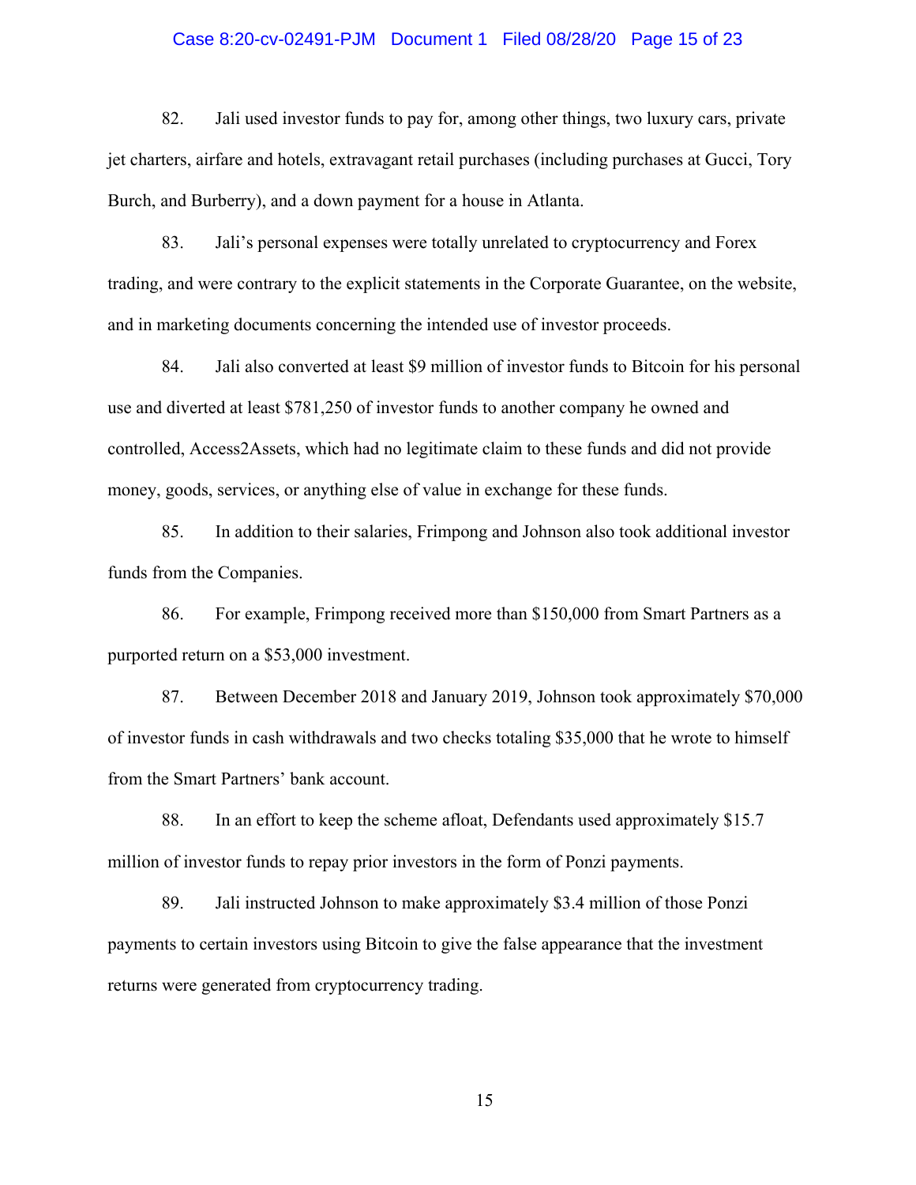82. Jali used investor funds to pay for, among other things, two luxury cars, private jet charters, airfare and hotels, extravagant retail purchases (including purchases at Gucci, Tory Burch, and Burberry), and a down payment for a house in Atlanta.

83. Jali's personal expenses were totally unrelated to cryptocurrency and Forex trading, and were contrary to the explicit statements in the Corporate Guarantee, on the website, and in marketing documents concerning the intended use of investor proceeds.

84. Jali also converted at least $9 million of investor funds to Bitcoin for his personal use and diverted at least $781,250 of investor funds to another company he owned and controlled, Access2Assets, which had no legitimate claim to these funds and did not provide money, goods, services, or anything else of value in exchange for these funds.

85. In addition to their salaries, Frimpong and Johnson also took additional investor funds from the Companies.

86. For example, Frimpong received more than $150,000 from Smart Partners as a purported return on a $53,000 investment.

87. Between December 2018 and January 2019, Johnson took approximately $70,000 of investor funds in cash withdrawals and two checks totaling $35,000 that he wrote to himself from the Smart Partners' bank account.

88. In an effort to keep the scheme afloat, Defendants used approximately $15.7 million of investor funds to repay prior investors in the form of Ponzi payments.

89. Jali instructed Johnson to make approximately $3.4 million of those Ponzi payments to certain investors using Bitcoin to give the false appearance that the investment returns were generated from cryptocurrency trading.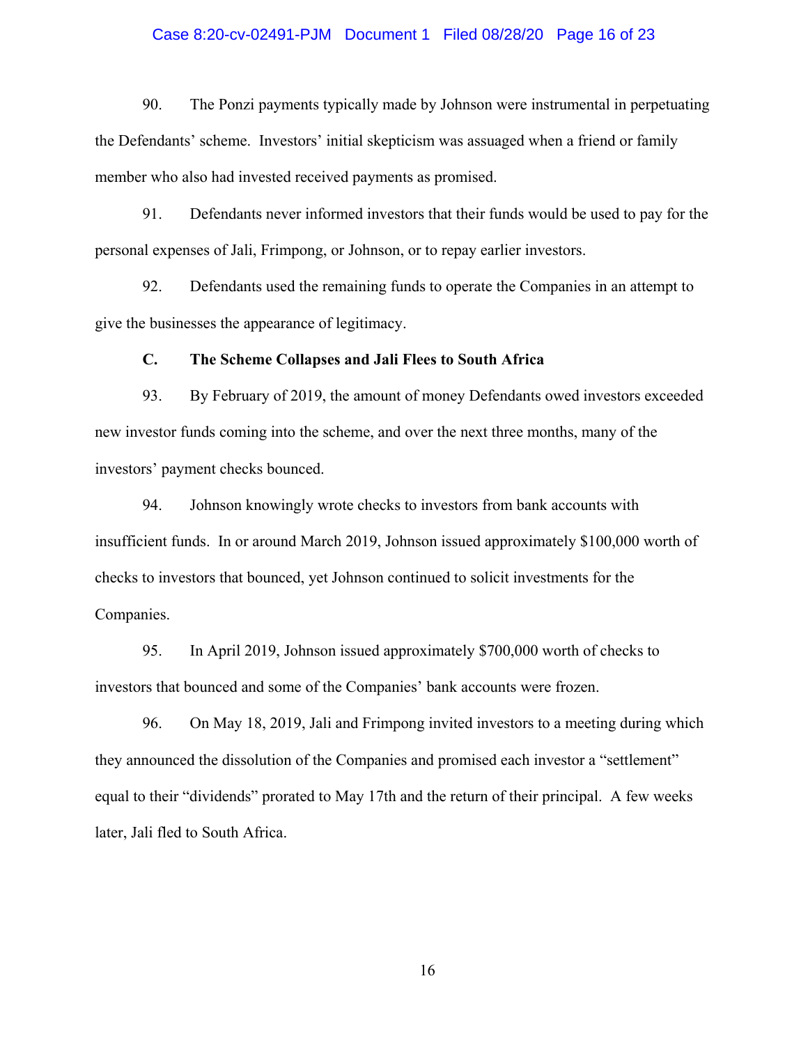90. The Ponzi payments typically made by Johnson were instrumental in perpetuating the Defendants' scheme. Investors' initial skepticism was assuaged when a friend or family member who also had invested received payments as promised.

91. Defendants never informed investors that their funds would be used to pay for the personal expenses of Jali, Frimpong, or Johnson, or to repay earlier investors.

92. Defendants used the remaining funds to operate the Companies in an attempt to give the businesses the appearance of legitimacy.

### C. The Scheme Collapses and Jali Flees to South Africa

93. By February of 2019, the amount of money Defendants owed investors exceeded new investor funds coming into the scheme, and over the next three months, many of the investors' payment checks bounced.

94. Johnson knowingly wrote checks to investors from bank accounts with insufficient funds. In or around March 2019, Johnson issued approximately $100,000 worth of checks to investors that bounced, yet Johnson continued to solicit investments for the Companies.

95. In April 2019, Johnson issued approximately $700,000 worth of checks to investors that bounced and some of the Companies' bank accounts were frozen.

96. On May 18, 2019, Jali and Frimpong invited investors to a meeting during which they announced the dissolution of the Companies and promised each investor a "settlement" equal to their "dividends" prorated to May 17th and the return of their principal. A few weeks later, Jali fled to South Africa.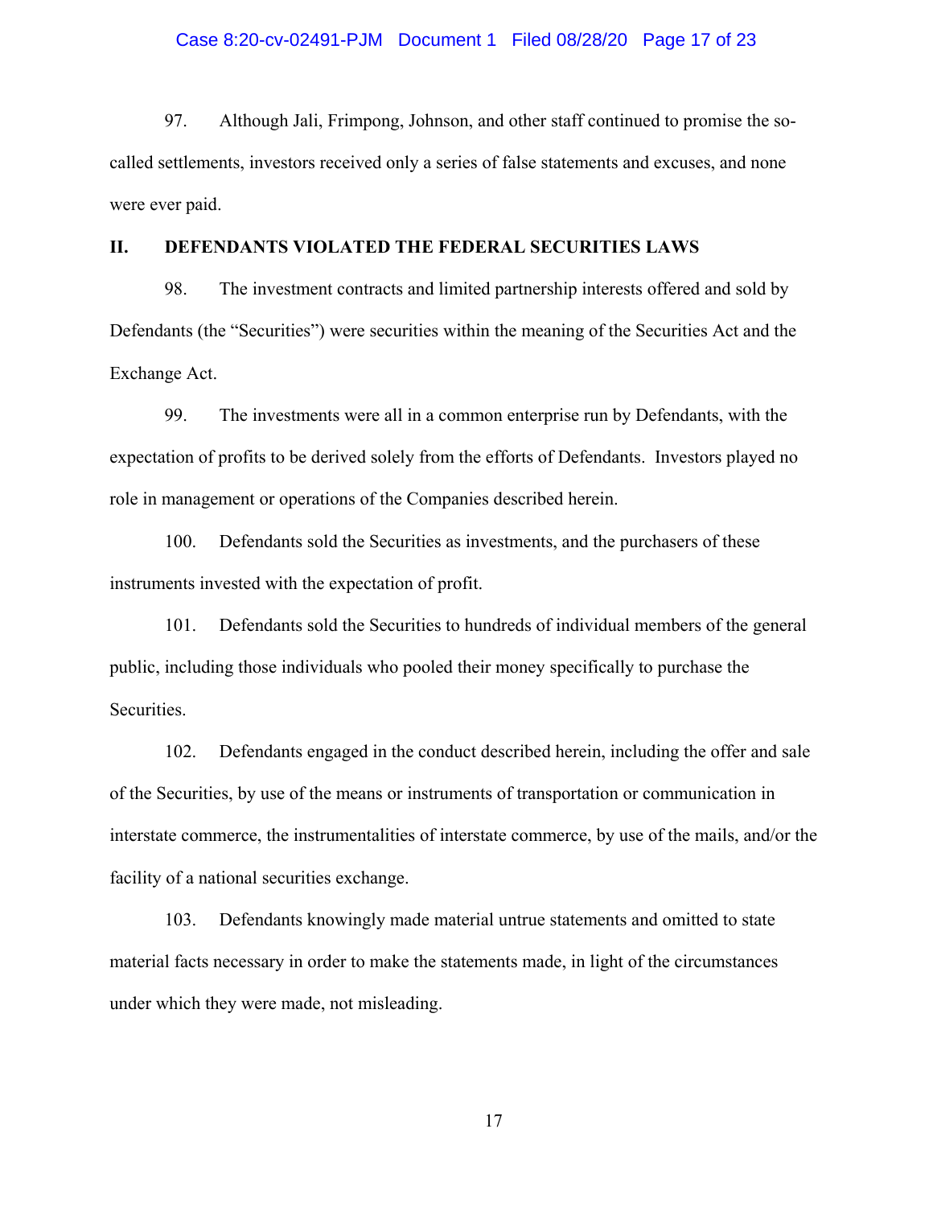97. Although Jali, Frimpong, Johnson, and other staff continued to promise the so-called settlements, investors received only a series of false statements and excuses, and none were ever paid.

## II. DEFENDANTS VIOLATED THE FEDERAL SECURITIES LAWS

98. The investment contracts and limited partnership interests offered and sold by Defendants (the "Securities") were securities within the meaning of the Securities Act and the Exchange Act.

99. The investments were all in a common enterprise run by Defendants, with the expectation of profits to be derived solely from the efforts of Defendants. Investors played no role in management or operations of the Companies described herein.

100. Defendants sold the Securities as investments, and the purchasers of these instruments invested with the expectation of profit.

101. Defendants sold the Securities to hundreds of individual members of the general public, including those individuals who pooled their money specifically to purchase the Securities.

102. Defendants engaged in the conduct described herein, including the offer and sale of the Securities, by use of the means or instruments of transportation or communication in interstate commerce, the instrumentalities of interstate commerce, by use of the mails, and/or the facility of a national securities exchange.

103. Defendants knowingly made material untrue statements and omitted to state material facts necessary in order to make the statements made, in light of the circumstances under which they were made, not misleading.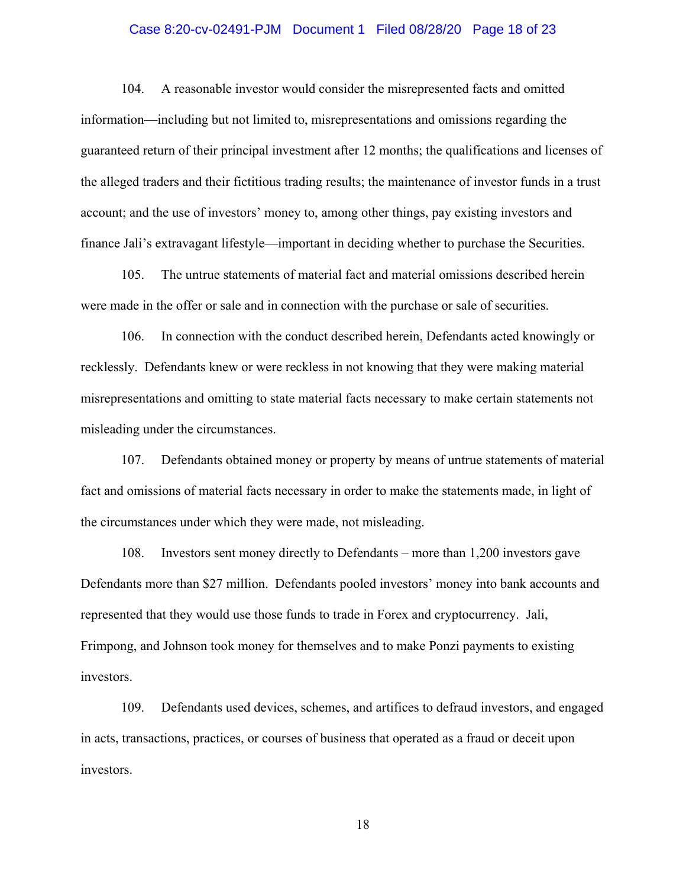104. A reasonable investor would consider the misrepresented facts and omitted information—including but not limited to, misrepresentations and omissions regarding the guaranteed return of their principal investment after 12 months; the qualifications and licenses of the alleged traders and their fictitious trading results; the maintenance of investor funds in a trust account; and the use of investors' money to, among other things, pay existing investors and finance Jali's extravagant lifestyle—important in deciding whether to purchase the Securities.

105. The untrue statements of material fact and material omissions described herein were made in the offer or sale and in connection with the purchase or sale of securities.

106. In connection with the conduct described herein, Defendants acted knowingly or recklessly. Defendants knew or were reckless in not knowing that they were making material misrepresentations and omitting to state material facts necessary to make certain statements not misleading under the circumstances.

107. Defendants obtained money or property by means of untrue statements of material fact and omissions of material facts necessary in order to make the statements made, in light of the circumstances under which they were made, not misleading.

108. Investors sent money directly to Defendants – more than 1,200 investors gave Defendants more than $27 million. Defendants pooled investors' money into bank accounts and represented that they would use those funds to trade in Forex and cryptocurrency. Jali, Frimpong, and Johnson took money for themselves and to make Ponzi payments to existing investors.

109. Defendants used devices, schemes, and artifices to defraud investors, and engaged in acts, transactions, practices, or courses of business that operated as a fraud or deceit upon investors.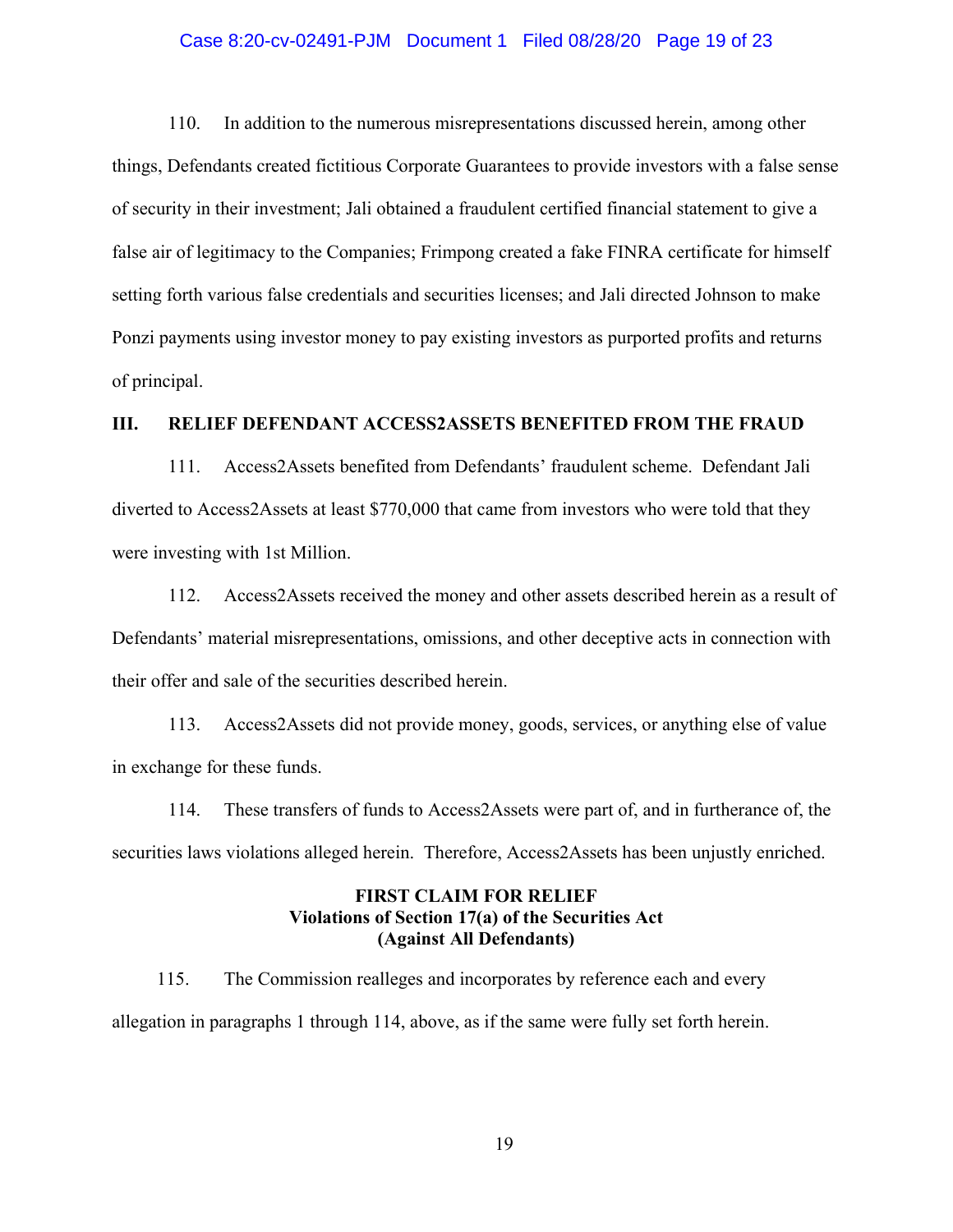110. In addition to the numerous misrepresentations discussed herein, among other things, Defendants created fictitious Corporate Guarantees to provide investors with a false sense of security in their investment; Jali obtained a fraudulent certified financial statement to give a false air of legitimacy to the Companies; Frimpong created a fake FINRA certificate for himself setting forth various false credentials and securities licenses; and Jali directed Johnson to make Ponzi payments using investor money to pay existing investors as purported profits and returns of principal.

## III. RELIEF DEFENDANT ACCESS2ASSETS BENEFITED FROM THE FRAUD

111. Access2Assets benefited from Defendants' fraudulent scheme. Defendant Jali diverted to Access2Assets at least $770,000 that came from investors who were told that they were investing with 1st Million.

112. Access2Assets received the money and other assets described herein as a result of Defendants' material misrepresentations, omissions, and other deceptive acts in connection with their offer and sale of the securities described herein.

113. Access2Assets did not provide money, goods, services, or anything else of value in exchange for these funds.

114. These transfers of funds to Access2Assets were part of, and in furtherance of, the securities laws violations alleged herein. Therefore, Access2Assets has been unjustly enriched.

## FIRST CLAIM FOR RELIEF
## Violations of Section 17(a) of the Securities Act
## (Against All Defendants)

115. The Commission realleges and incorporates by reference each and every allegation in paragraphs 1 through 114, above, as if the same were fully set forth herein.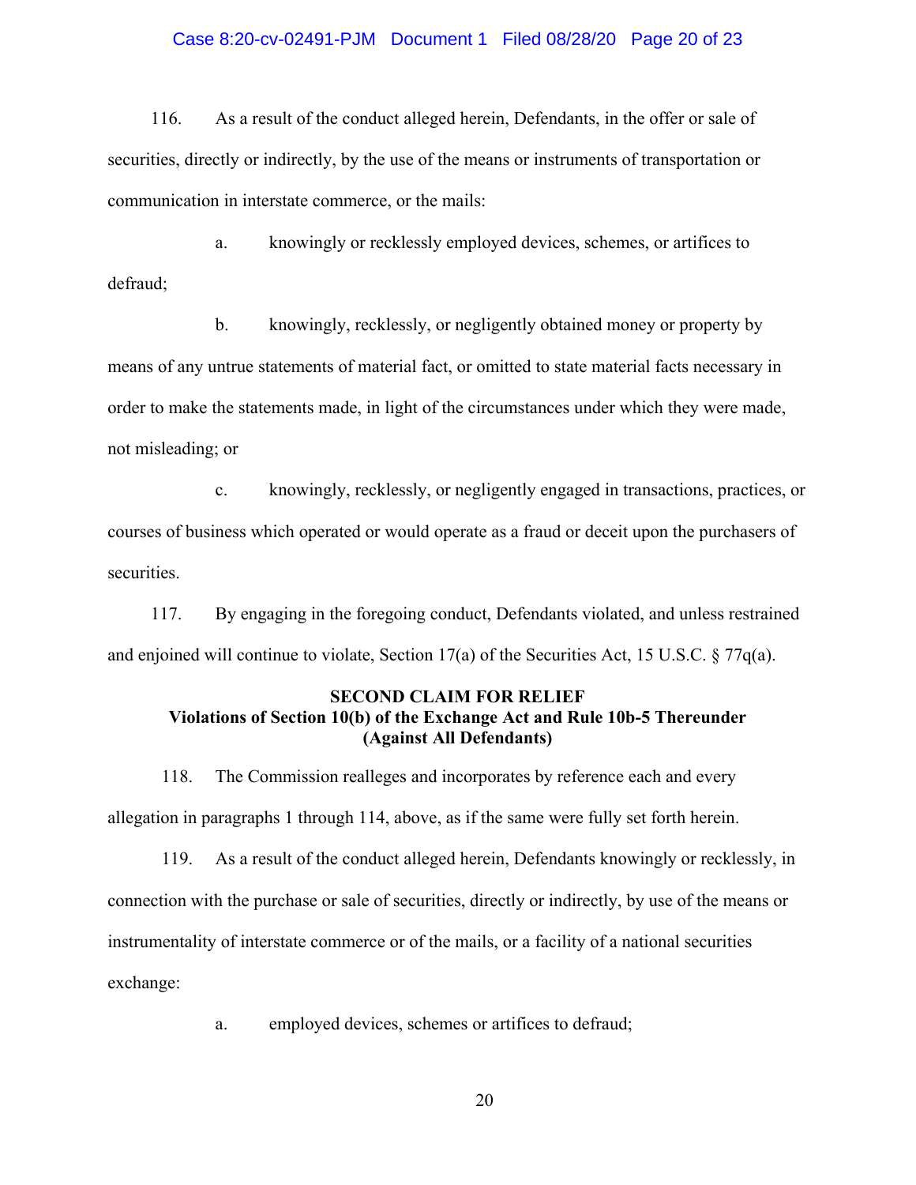116. As a result of the conduct alleged herein, Defendants, in the offer or sale of securities, directly or indirectly, by the use of the means or instruments of transportation or communication in interstate commerce, or the mails:

a. knowingly or recklessly employed devices, schemes, or artifices to defraud;

b. knowingly, recklessly, or negligently obtained money or property by means of any untrue statements of material fact, or omitted to state material facts necessary in order to make the statements made, in light of the circumstances under which they were made, not misleading; or

c. knowingly, recklessly, or negligently engaged in transactions, practices, or courses of business which operated or would operate as a fraud or deceit upon the purchasers of securities.

117. By engaging in the foregoing conduct, Defendants violated, and unless restrained and enjoined will continue to violate, Section 17(a) of the Securities Act, 15 U.S.C. § 77q(a).

**SECOND CLAIM FOR RELIEF**
**Violations of Section 10(b) of the Exchange Act and Rule 10b-5 Thereunder**
**(Against All Defendants)**

118. The Commission realleges and incorporates by reference each and every allegation in paragraphs 1 through 114, above, as if the same were fully set forth herein.

119. As a result of the conduct alleged herein, Defendants knowingly or recklessly, in connection with the purchase or sale of securities, directly or indirectly, by use of the means or instrumentality of interstate commerce or of the mails, or a facility of a national securities exchange:

a. employed devices, schemes or artifices to defraud;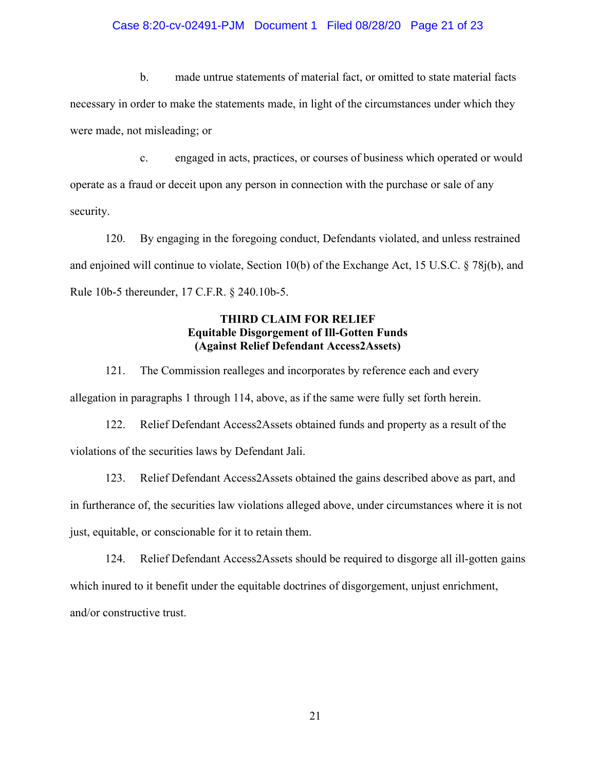b. made untrue statements of material fact, or omitted to state material facts necessary in order to make the statements made, in light of the circumstances under which they were made, not misleading; or

c. engaged in acts, practices, or courses of business which operated or would operate as a fraud or deceit upon any person in connection with the purchase or sale of any security.

120. By engaging in the foregoing conduct, Defendants violated, and unless restrained and enjoined will continue to violate, Section 10(b) of the Exchange Act, 15 U.S.C. § 78j(b), and Rule 10b-5 thereunder, 17 C.F.R. § 240.10b-5.

**THIRD CLAIM FOR RELIEF**
**Equitable Disgorgement of Ill-Gotten Funds**
**(Against Relief Defendant Access2Assets)**

121. The Commission realleges and incorporates by reference each and every allegation in paragraphs 1 through 114, above, as if the same were fully set forth herein.

122. Relief Defendant Access2Assets obtained funds and property as a result of the violations of the securities laws by Defendant Jali.

123. Relief Defendant Access2Assets obtained the gains described above as part, and in furtherance of, the securities law violations alleged above, under circumstances where it is not just, equitable, or conscionable for it to retain them.

124. Relief Defendant Access2Assets should be required to disgorge all ill-gotten gains which inured to it benefit under the equitable doctrines of disgorgement, unjust enrichment, and/or constructive trust.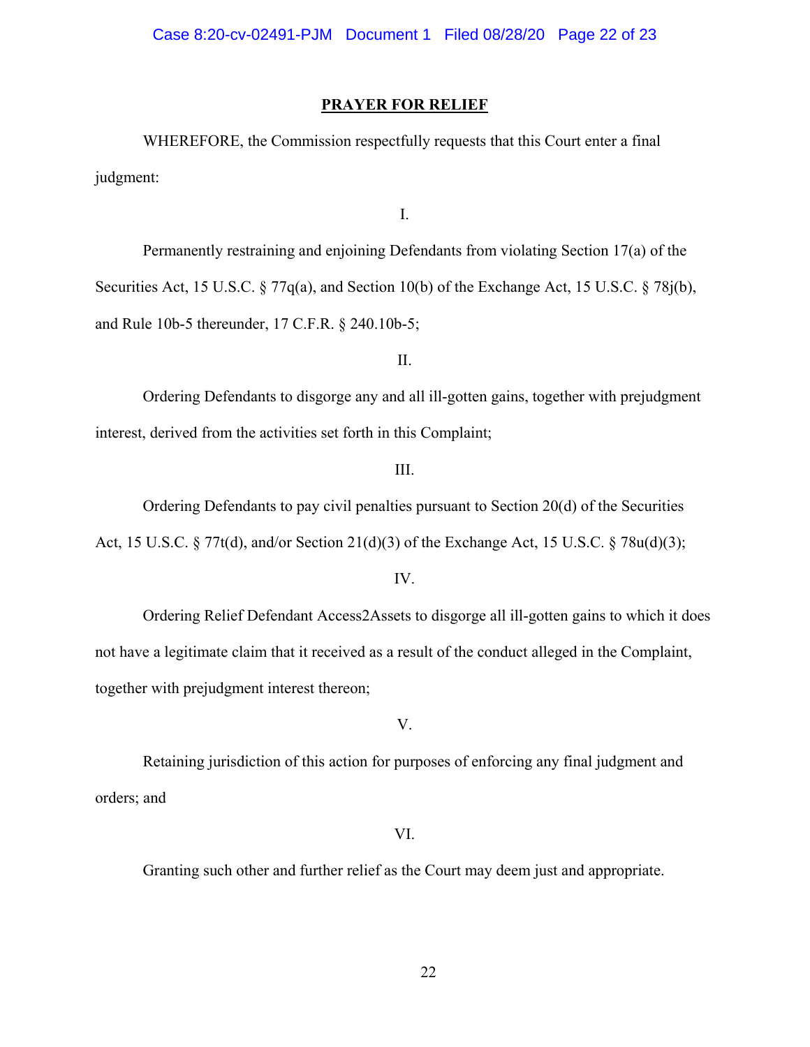## PRAYER FOR RELIEF

WHEREFORE, the Commission respectfully requests that this Court enter a final judgment:

I.

Permanently restraining and enjoining Defendants from violating Section 17(a) of the Securities Act, 15 U.S.C. § 77q(a), and Section 10(b) of the Exchange Act, 15 U.S.C. § 78j(b), and Rule 10b-5 thereunder, 17 C.F.R. § 240.10b-5;

II.

Ordering Defendants to disgorge any and all ill-gotten gains, together with prejudgment interest, derived from the activities set forth in this Complaint;

III.

Ordering Defendants to pay civil penalties pursuant to Section 20(d) of the Securities Act, 15 U.S.C. § 77t(d), and/or Section 21(d)(3) of the Exchange Act, 15 U.S.C. § 78u(d)(3);

IV.

Ordering Relief Defendant Access2Assets to disgorge all ill-gotten gains to which it does not have a legitimate claim that it received as a result of the conduct alleged in the Complaint, together with prejudgment interest thereon;

V.

Retaining jurisdiction of this action for purposes of enforcing any final judgment and orders; and

VI.

Granting such other and further relief as the Court may deem just and appropriate.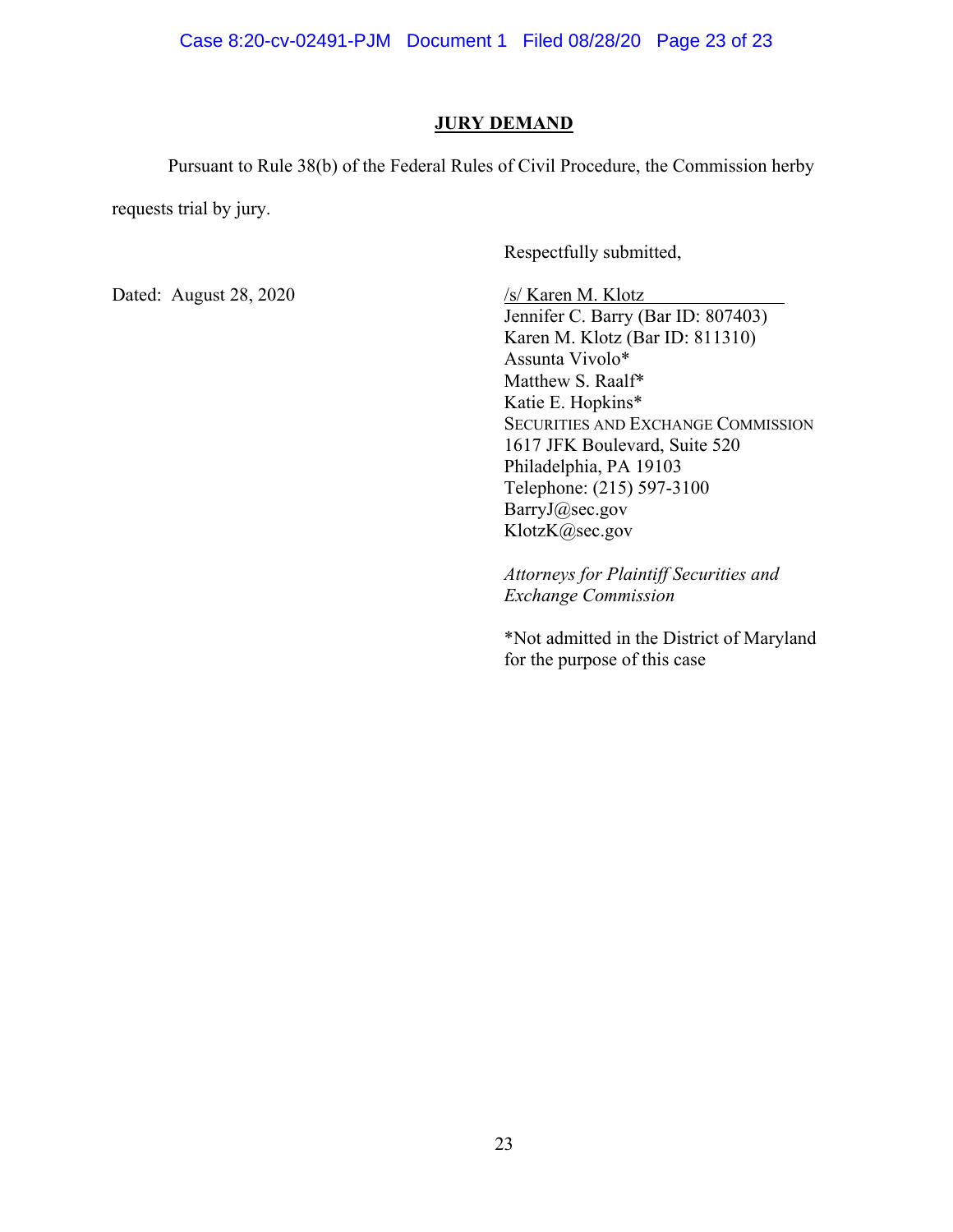## **JURY DEMAND**

Pursuant to Rule 38(b) of the Federal Rules of Civil Procedure, the Commission herby requests trial by jury.

Respectfully submitted,

Dated: August 28, 2020

/s/ Karen M. Klotz
Jennifer C. Barry (Bar ID: 807403)
Karen M. Klotz (Bar ID: 811310)
Assunta Vivolo*
Matthew S. Raalf*
Katie E. Hopkins*
SECURITIES AND EXCHANGE COMMISSION
1617 JFK Boulevard, Suite 520
Philadelphia, PA 19103
Telephone: (215) 597-3100
BarryJ@sec.gov
KlotzK@sec.gov

*Attorneys for Plaintiff Securities and Exchange Commission*

*Not admitted in the District of Maryland for the purpose of this case